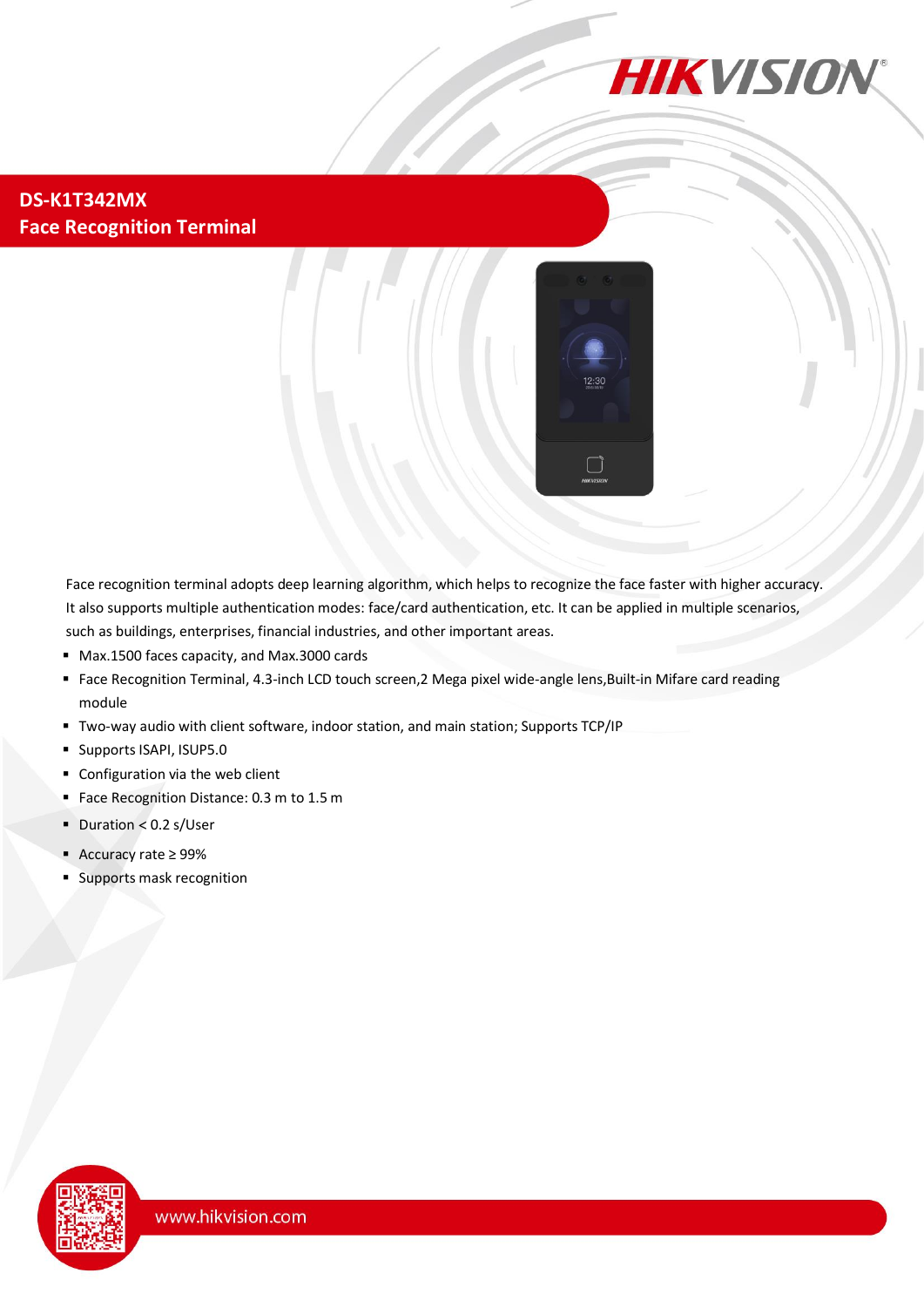# DS-K1T342MX
## Face Recognition Terminal

Face recognition terminal adopts deep learning algorithm, which helps to recognize the face faster with higher accuracy. It also supports multiple authentication modes: face/card authentication, etc. It can be applied in multiple scenarios, such as buildings, enterprises, financial industries, and other important areas.

- Max.1500 faces capacity, and Max.3000 cards
- Face Recognition Terminal, 4.3-inch LCD touch screen,2 Mega pixel wide-angle lens,Built-in Mifare card reading module
- Two-way audio with client software, indoor station, and main station; Supports TCP/IP
- Supports ISAPI, ISUP5.0
- Configuration via the web client
- Face Recognition Distance: 0.3 m to 1.5 m
- Duration < 0.2 s/User
- Accuracy rate ≥ 99%
- Supports mask recognition

www.hikvision.com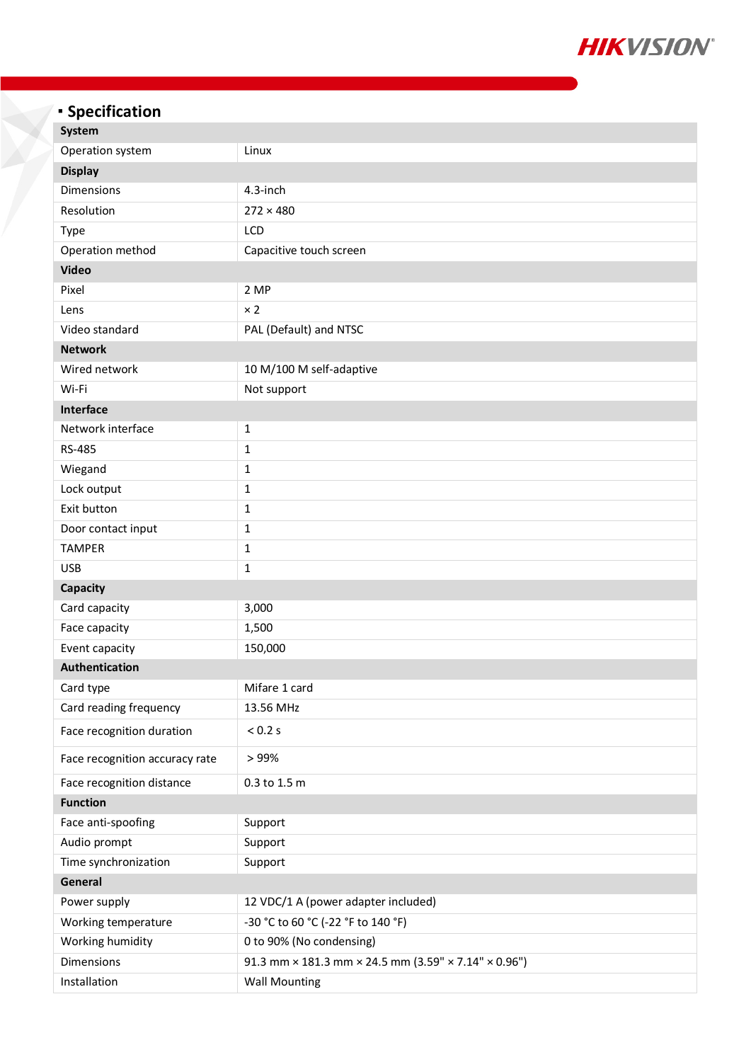## Specification

| System | |
|---|---|
| Operation system | Linux |
| **Display** | |
| Dimensions | 4.3-inch |
| Resolution | 272 × 480 |
| Type | LCD |
| Operation method | Capacitive touch screen |
| **Video** | |
| Pixel | 2 MP |
| Lens | × 2 |
| Video standard | PAL (Default) and NTSC |
| **Network** | |
| Wired network | 10 M/100 M self-adaptive |
| Wi-Fi | Not support |
| **Interface** | |
| Network interface | 1 |
| RS-485 | 1 |
| Wiegand | 1 |
| Lock output | 1 |
| Exit button | 1 |
| Door contact input | 1 |
| TAMPER | 1 |
| USB | 1 |
| **Capacity** | |
| Card capacity | 3,000 |
| Face capacity | 1,500 |
| Event capacity | 150,000 |
| **Authentication** | |
| Card type | Mifare 1 card |
| Card reading frequency | 13.56 MHz |
| Face recognition duration | < 0.2 s |
| Face recognition accuracy rate | > 99% |
| Face recognition distance | 0.3 to 1.5 m |
| **Function** | |
| Face anti-spoofing | Support |
| Audio prompt | Support |
| Time synchronization | Support |
| **General** | |
| Power supply | 12 VDC/1 A (power adapter included) |
| Working temperature | -30 °C to 60 °C (-22 °F to 140 °F) |
| Working humidity | 0 to 90% (No condensing) |
| Dimensions | 91.3 mm × 181.3 mm × 24.5 mm (3.59" × 7.14" × 0.96") |
| Installation | Wall Mounting |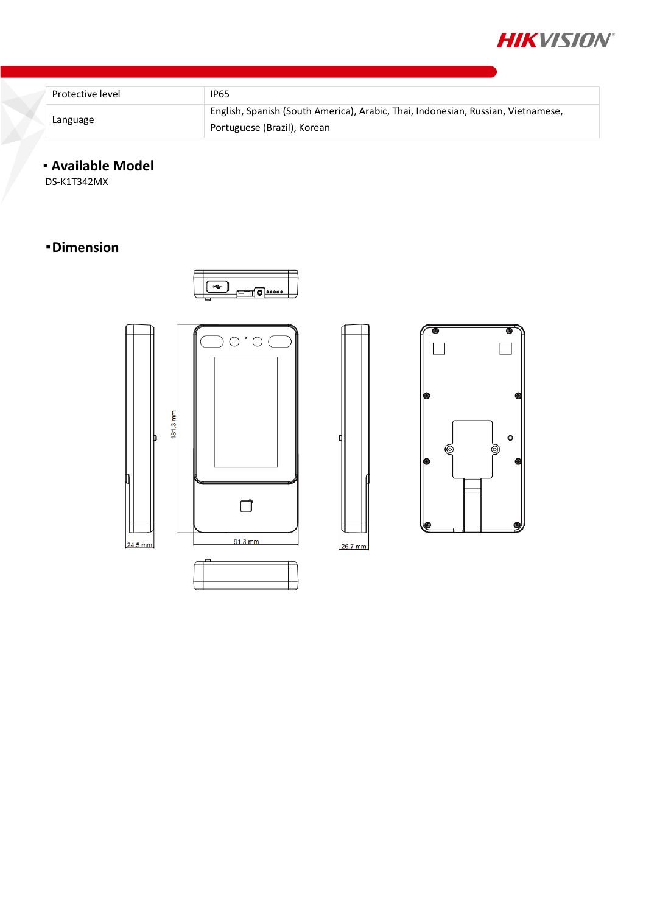| Protective level | IP65 |
| --- | --- |
| Language | English, Spanish (South America), Arabic, Thai, Indonesian, Russian, Vietnamese, Portuguese (Brazil), Korean |

## Available Model

DS-K1T342MX

## Dimension

181.3 mm

91.3 mm

24.5 mm

26.7 mm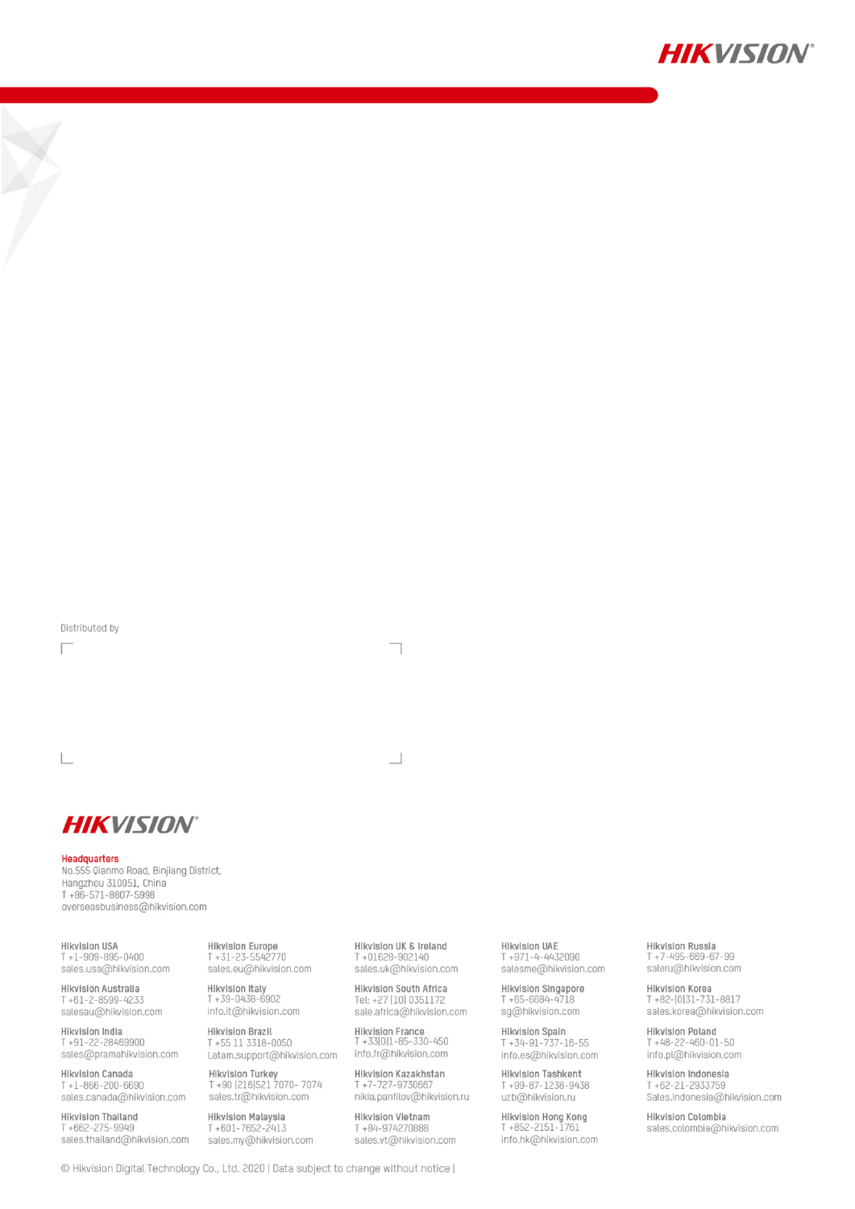Distributed by

**HIKVISION**

**Headquarters**
No.555 Qianmo Road, Binjiang District,
Hangzhou 310051, China
T +86-571-8807-5998
overseasbusiness@hikvision.com

**Hikvision USA**
T +1-909-895-0400
sales.usa@hikvision.com

**Hikvision Australia**
T +61-2-8599-4233
salesau@hikvision.com

**Hikvision India**
T +91-22-28469900
sales@pramahikvision.com

**Hikvision Canada**
T +1-866-200-6690
sales.canada@hikvision.com

**Hikvision Thailand**
T +662-275-9949
sales.thailand@hikvision.com

**Hikvision Europe**
T +31-23-5542770
sales.eu@hikvision.com

**Hikvision Italy**
T +39-0438-6902
info.it@hikvision.com

**Hikvision Brazil**
T +55 11 3318-0050
Latam.support@hikvision.com

**Hikvision Turkey**
T +90 (216)521 7070- 7074
sales.tr@hikvision.com

**Hikvision Malaysia**
T +601-7652-2413
sales.my@hikvision.com

**Hikvision UK & Ireland**
T +01628-902140
sales.uk@hikvision.com

**Hikvision South Africa**
Tel: +27 (10) 0351172
sale.africa@hikvision.com

**Hikvision France**
T +33(0)1-85-330-450
info.fr@hikvision.com

**Hikvision Kazakhstan**
T +7-727-9730667
nikia.panfilov@hikvision.ru

**Hikvision Vietnam**
T +84-974270888
sales.vt@hikvision.com

**Hikvision UAE**
T +971-4-4432090
salesme@hikvision.com

**Hikvision Singapore**
T +65-6684-4718
sg@hikvision.com

**Hikvision Spain**
T +34-91-737-16-55
info.es@hikvision.com

**Hikvision Tashkent**
T +99-87-1238-9438
uzb@hikvision.ru

**Hikvision Hong Kong**
T +852-2151-1761
info.hk@hikvision.com

**Hikvision Russia**
T +7-495-669-67-99
saleru@hikvision.com

**Hikvision Korea**
T +82-(0)31-731-8817
sales.korea@hikvision.com

**Hikvision Poland**
T +48-22-460-01-50
info.pl@hikvision.com

**Hikvision Indonesia**
T +62-21-2933759
Sales.Indonesia@hikvision.com

**Hikvision Colombia**
sales.colombia@hikvision.com

© Hikvision Digital Technology Co., Ltd. 2020 | Data subject to change without notice |